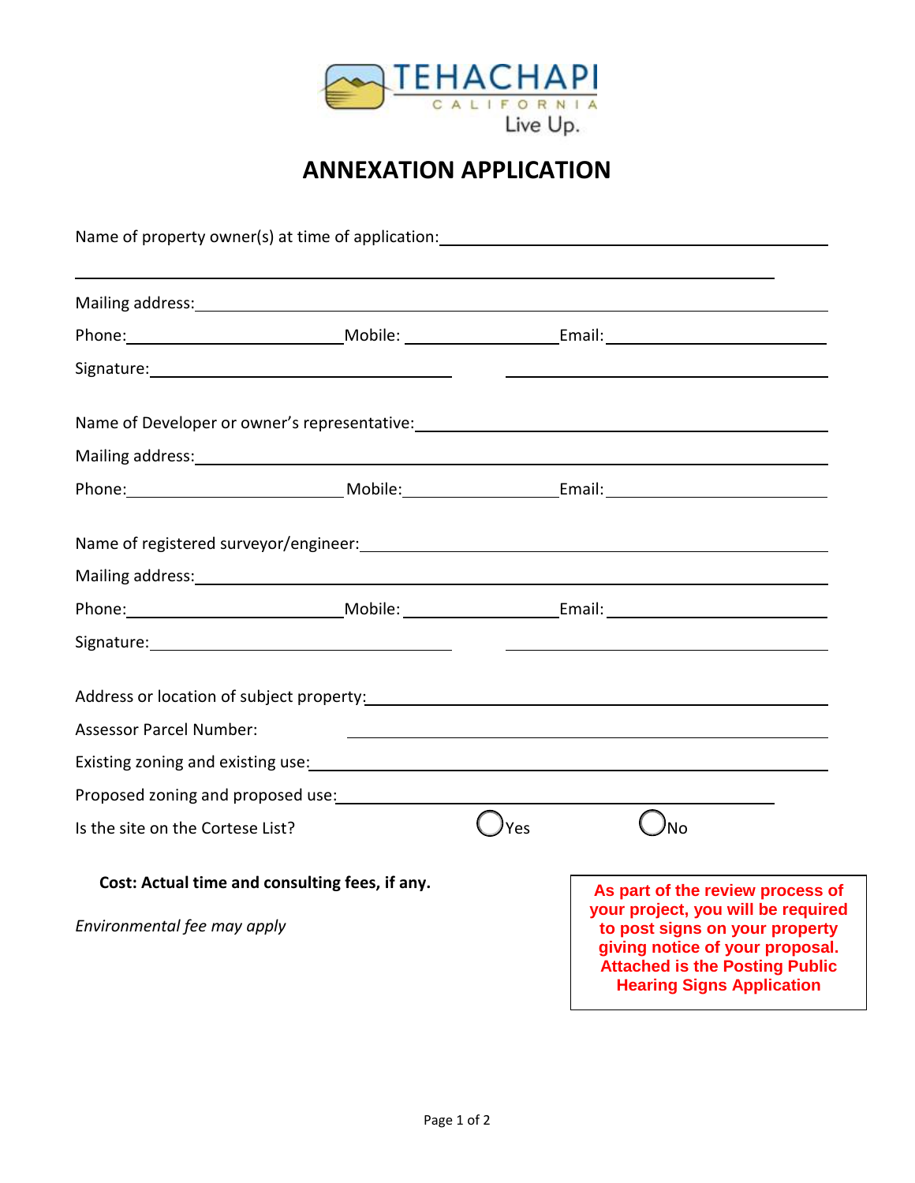TEHACHAPI
CALIFORNIA
Live Up.

# ANNEXATION APPLICATION

Name of property owner(s) at time of application: ______________________________

______________________________

Mailing address: ______________________________

Phone: ______________ Mobile: ______________ Email: ______________

Signature: ______________________________ ______________________________

Name of Developer or owner's representative: ______________________________

Mailing address: ______________________________

Phone: ______________ Mobile: ______________ Email: ______________

Name of registered surveyor/engineer: ______________________________

Mailing address: ______________________________

Phone: ______________ Mobile: ______________ Email: ______________

Signature: ______________________________ ______________________________

Address or location of subject property: ______________________________

Assessor Parcel Number: ______________________________

Existing zoning and existing use: ______________________________

Proposed zoning and proposed use: ______________________________

Is the site on the Cortese List? ◯ Yes ◯ No

**Cost: Actual time and consulting fees, if any.**

*Environmental fee may apply*

**As part of the review process of your project, you will be required to post signs on your property giving notice of your proposal. Attached is the Posting Public Hearing Signs Application**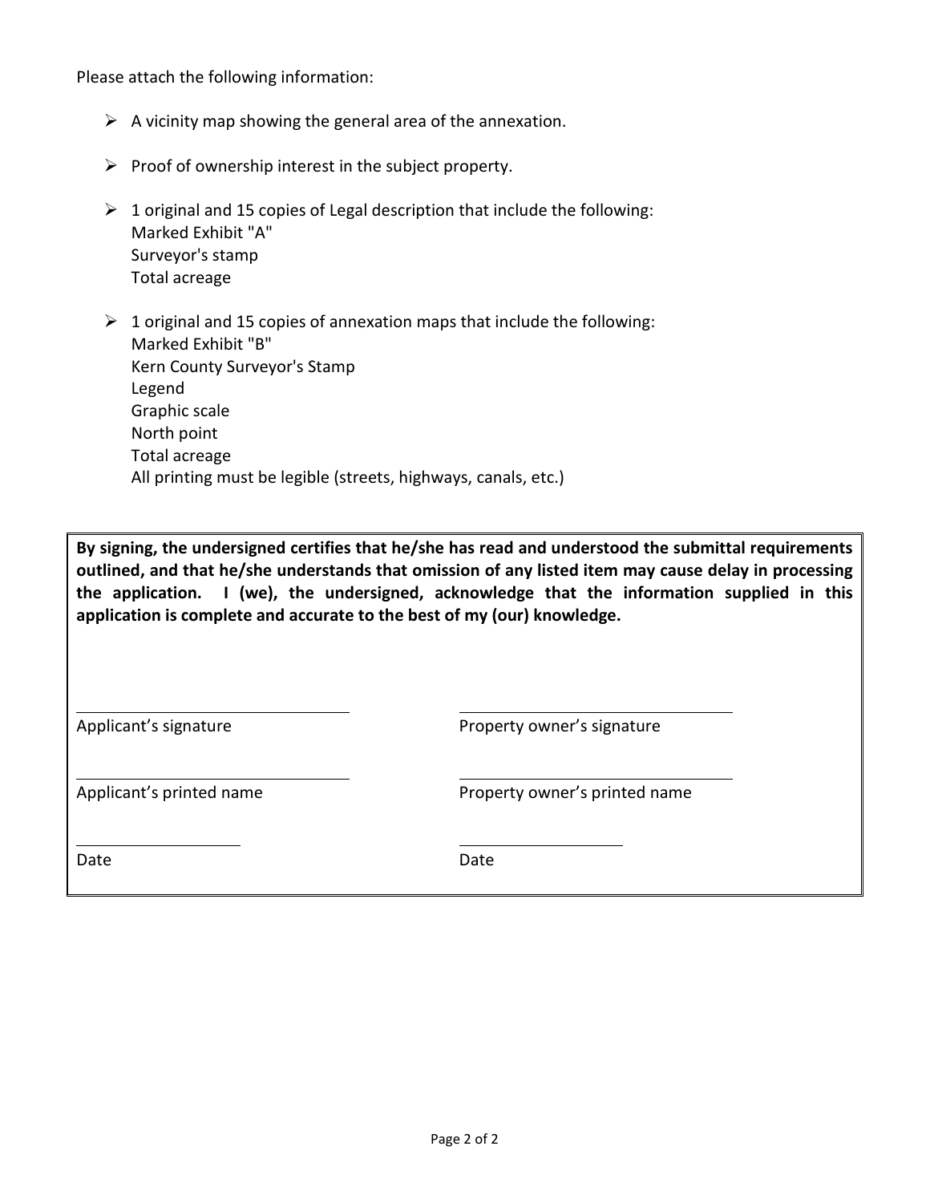Please attach the following information:

- A vicinity map showing the general area of the annexation.
- Proof of ownership interest in the subject property.
- 1 original and 15 copies of Legal description that include the following:  
  Marked Exhibit "A"  
  Surveyor's stamp  
  Total acreage
- 1 original and 15 copies of annexation maps that include the following:  
  Marked Exhibit "B"  
  Kern County Surveyor's Stamp  
  Legend  
  Graphic scale  
  North point  
  Total acreage  
  All printing must be legible (streets, highways, canals, etc.)

**By signing, the undersigned certifies that he/she has read and understood the submittal requirements outlined, and that he/she understands that omission of any listed item may cause delay in processing the application. I (we), the undersigned, acknowledge that the information supplied in this application is complete and accurate to the best of my (our) knowledge.**

| | |
|---|---|
| ______________________________ | ______________________________ |
| Applicant's signature | Property owner's signature |
| ______________________________ | ______________________________ |
| Applicant's printed name | Property owner's printed name |
| __________________ | __________________ |
| Date | Date |